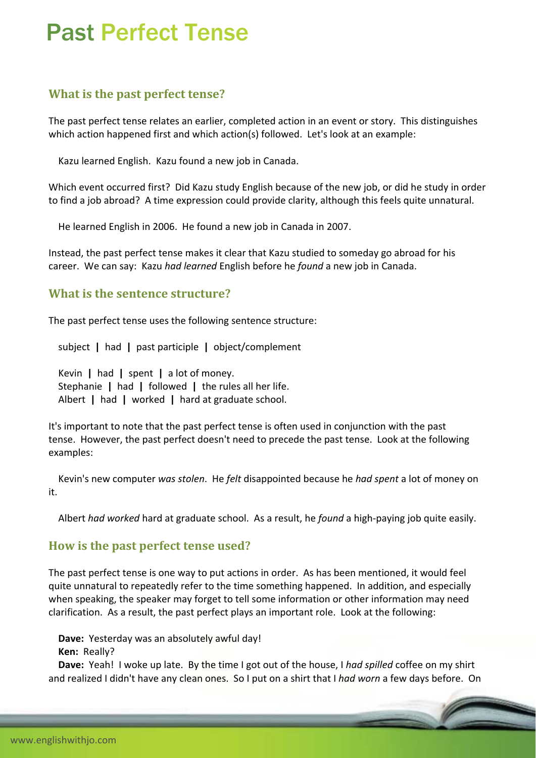# Past Perfect Tense

## What is the past perfect tense?

The past perfect tense relates an earlier, completed action in an event or story. This distinguishes which action happened first and which action(s) followed. Let's look at an example:

Kazu learned English. Kazu found a new job in Canada.

Which event occurred first? Did Kazu study English because of the new job, or did he study in order to find a job abroad? A time expression could provide clarity, although this feels quite unnatural.

He learned English in 2006. He found a new job in Canada in 2007.

Instead, the past perfect tense makes it clear that Kazu studied to someday go abroad for his career. We can say: Kazu *had learned* English before he *found* a new job in Canada.

## What is the sentence structure?

The past perfect tense uses the following sentence structure:

subject **|** had **|** past participle **|** object/complement

Kevin **|** had **|** spent **|** a lot of money.
Stephanie **|** had **|** followed **|** the rules all her life.
Albert **|** had **|** worked **|** hard at graduate school.

It's important to note that the past perfect tense is often used in conjunction with the past tense. However, the past perfect doesn't need to precede the past tense. Look at the following examples:

Kevin's new computer *was stolen*. He *felt* disappointed because he *had spent* a lot of money on it.

Albert *had worked* hard at graduate school. As a result, he *found* a high-paying job quite easily.

## How is the past perfect tense used?

The past perfect tense is one way to put actions in order. As has been mentioned, it would feel quite unnatural to repeatedly refer to the time something happened. In addition, and especially when speaking, the speaker may forget to tell some information or other information may need clarification. As a result, the past perfect plays an important role. Look at the following:

**Dave:** Yesterday was an absolutely awful day!
**Ken:** Really?
**Dave:** Yeah! I woke up late. By the time I got out of the house, I *had spilled* coffee on my shirt and realized I didn't have any clean ones. So I put on a shirt that I *had worn* a few days before. On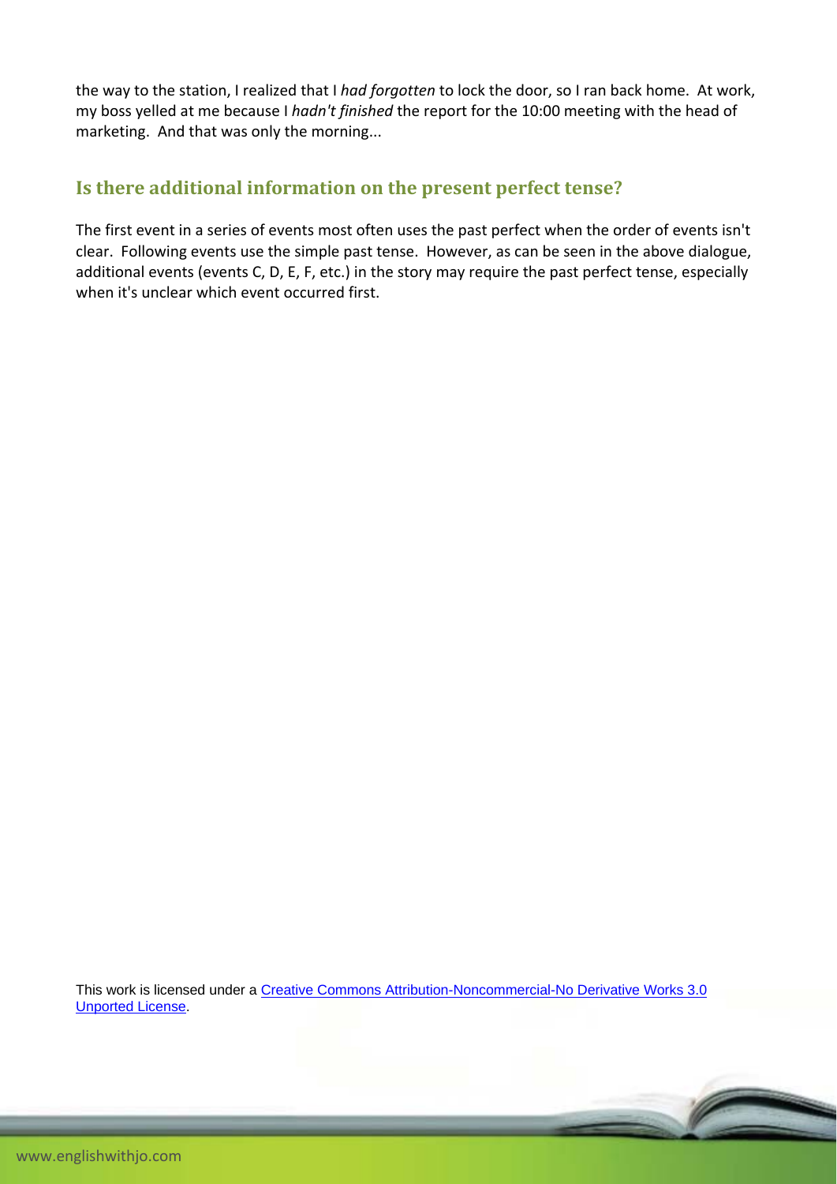the way to the station, I realized that I *had forgotten* to lock the door, so I ran back home. At work, my boss yelled at me because I *hadn't finished* the report for the 10:00 meeting with the head of marketing. And that was only the morning...

## Is there additional information on the present perfect tense?

The first event in a series of events most often uses the past perfect when the order of events isn't clear. Following events use the simple past tense. However, as can be seen in the above dialogue, additional events (events C, D, E, F, etc.) in the story may require the past perfect tense, especially when it's unclear which event occurred first.

This work is licensed under a Creative Commons Attribution-Noncommercial-No Derivative Works 3.0 Unported License.